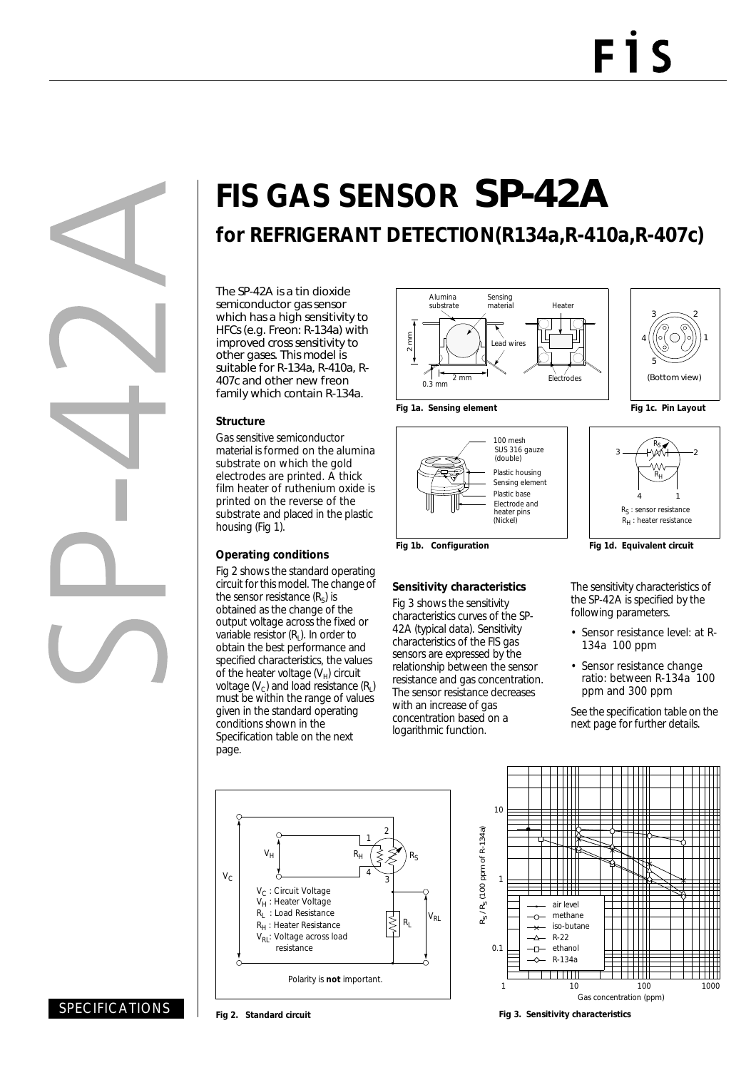# FIS GAS SENSOR SP-42A

## for REFRIGERANT DETECTION(R134a,R-410a,R-407c)

The SP-42A is a tin dioxide semiconductor gas sensor which has a high sensitivity to HFCs (e.g. Freon: R-134a) with improved cross sensitivity to other gases. This model is suitable for R-134a, R-410a, R-407c and other new freon family which contain R-134a.

### Structure

Gas sensitive semiconductor material is formed on the alumina substrate on which the gold electrodes are printed. A thick film heater of ruthenium oxide is printed on the reverse of the substrate and placed in the plastic housing (Fig 1).

### Operating conditions

Fig 2 shows the standard operating circuit for this model. The change of the sensor resistance ($R_S$) is obtained as the change of the output voltage across the fixed or variable resistor ($R_L$). In order to obtain the best performance and specified characteristics, the values of the heater voltage ($V_H$) circuit voltage ($V_C$) and load resistance ($R_L$) must be within the range of values given in the standard operating conditions shown in the Specification table on the next page.

Fig 1a. Sensing element

Fig 1b. Configuration

Fig 1c. Pin Layout

Fig 1d. Equivalent circuit

### Sensitivity characteristics

Fig 3 shows the sensitivity characteristics curves of the SP-42A (typical data). Sensitivity characteristics of the FIS gas sensors are expressed by the relationship between the sensor resistance and gas concentration. The sensor resistance decreases with an increase of gas concentration based on a logarithmic function.

The sensitivity characteristics of the SP-42A is specified by the following parameters.

- Sensor resistance level: at R-134a 100 ppm
- Sensor resistance change ratio: between R-134a 100 ppm and 300 ppm

See the specification table on the next page for further details.

Fig 2. Standard circuit

Fig 3. Sensitivity characteristics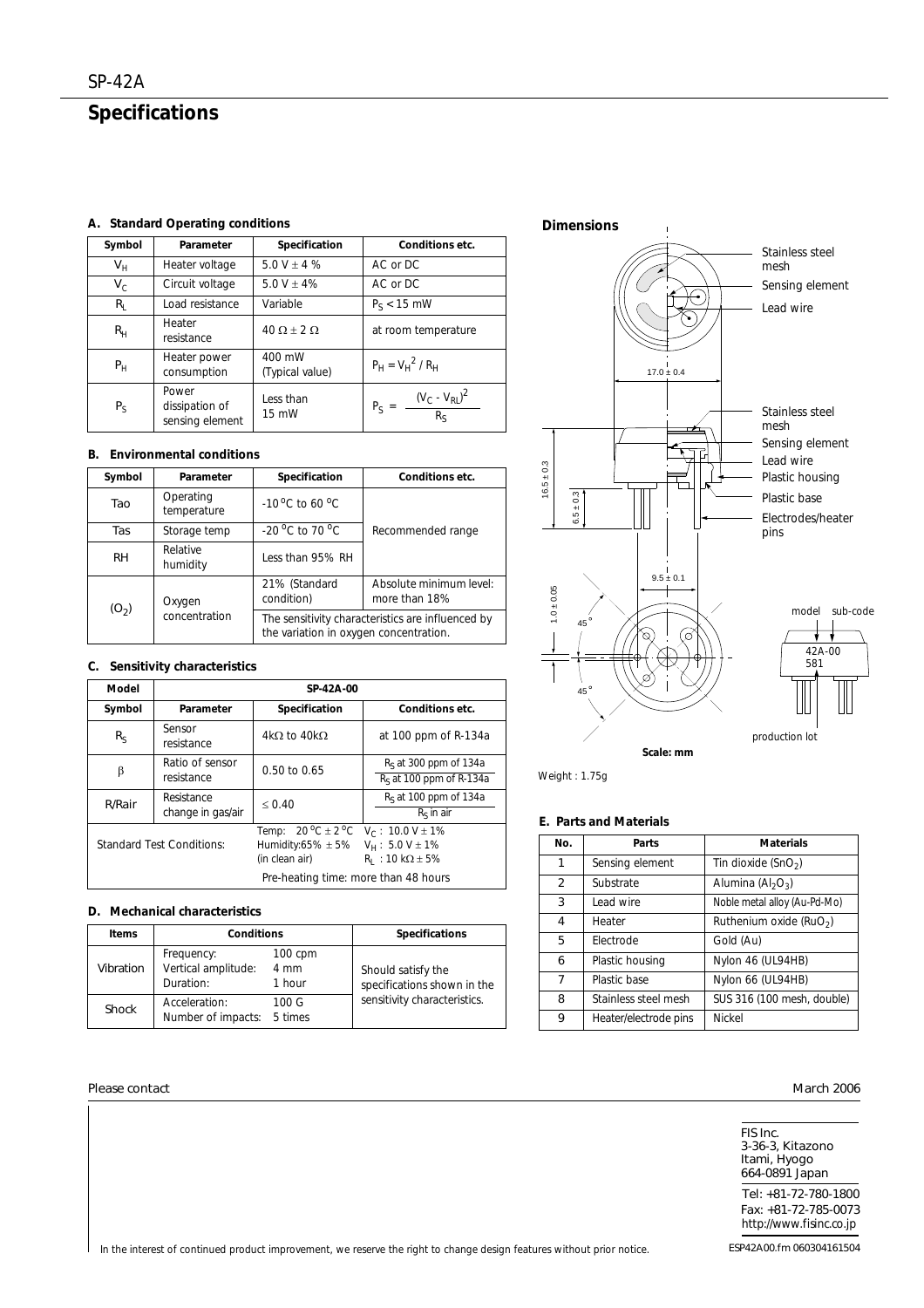SP-42A

# Specifications

### A. Standard Operating conditions

| Symbol | Parameter | Specification | Conditions etc. |
|---|---|---|---|
| $V_H$ | Heater voltage | 5.0 V ± 4 % | AC or DC |
| $V_C$ | Circuit voltage | 5.0 V ± 4% | AC or DC |
| $R_L$ | Load resistance | Variable | $P_S$ < 15 mW |
| $R_H$ | Heater resistance | 40 Ω ± 2 Ω | at room temperature |
| $P_H$ | Heater power consumption | 400 mW (Typical value) | $P_H = V_H^2 / R_H$ |
| $P_S$ | Power dissipation of sensing element | Less than 15 mW | $P_S = \frac{(V_C - V_{RL})^2}{R_S}$ |

### B. Environmental conditions

| Symbol | Parameter | Specification | Conditions etc. |
|---|---|---|---|
| Tao | Operating temperature | -10 °C to 60 °C | Recommended range |
| Tas | Storage temp | -20 °C to 70 °C | |
| RH | Relative humidity | Less than 95% RH | |
| ($O_2$) | Oxygen concentration | 21% (Standard condition) | Absolute minimum level: more than 18% |
| | | The sensitivity characteristics are influenced by the variation in oxygen concentration. | |

### C. Sensitivity characteristics

| Model | SP-42A-00 | | |
|---|---|---|---|
| **Symbol** | **Parameter** | **Specification** | **Conditions etc.** |
| $R_S$ | Sensor resistance | 4kΩ to 40kΩ | at 100 ppm of R-134a |
| β | Ratio of sensor resistance | 0.50 to 0.65 | $\frac{R_S \text{ at 300 ppm of 134a}}{R_S \text{ at 100 ppm of R-134a}}$ |
| R/Rair | Resistance change in gas/air | ≤ 0.40 | $\frac{R_S \text{ at 100 ppm of 134a}}{R_S \text{ in air}}$ |
| Standard Test Conditions: | Temp: 20 °C ± 2 °C<br>Humidity: 65% ± 5%<br>(in clean air) | $V_C$ : 10.0 V ± 1%<br>$V_H$ : 5.0 V ± 1%<br>$R_L$ : 10 kΩ ± 5% | |
| | Pre-heating time: more than 48 hours | | |

### D. Mechanical characteristics

| Items | Conditions | Specifications |
|---|---|---|
| Vibration | Frequency: 100 cpm<br>Vertical amplitude: 4 mm<br>Duration: 1 hour | Should satisfy the specifications shown in the sensitivity characteristics. |
| Shock | Acceleration: 100 G<br>Number of impacts: 5 times | |

### Dimensions

Stainless steel mesh
Sensing element
Lead wire
17.0 ± 0.4
Stainless steel mesh
Sensing element
Lead wire
Plastic housing
Plastic base
Electrodes/heater pins
16.5 ± 0.3
6.5 ± 0.3
9.5 ± 0.1
1.0 ± 0.05
45°
45°
model sub-code
42A-00
581
production lot
Scale: mm

Weight : 1.75g

### E. Parts and Materials

| No. | Parts | Materials |
|---|---|---|
| 1 | Sensing element | Tin dioxide ($SnO_2$) |
| 2 | Substrate | Alumina ($Al_2O_3$) |
| 3 | Lead wire | Noble metal alloy (Au-Pd-Mo) |
| 4 | Heater | Ruthenium oxide ($RuO_2$) |
| 5 | Electrode | Gold (Au) |
| 6 | Plastic housing | Nylon 46 (UL94HB) |
| 7 | Plastic base | Nylon 66 (UL94HB) |
| 8 | Stainless steel mesh | SUS 316 (100 mesh, double) |
| 9 | Heater/electrode pins | Nickel |

Please contact

March 2006

FIS Inc.
3-36-3, Kitazono
Itami, Hyogo
664-0891 Japan
Tel: +81-72-780-1800
Fax: +81-72-785-0073
http://www.fisinc.co.jp

In the interest of continued product improvement, we reserve the right to change design features without prior notice.

ESP42A00.fm 060304161504